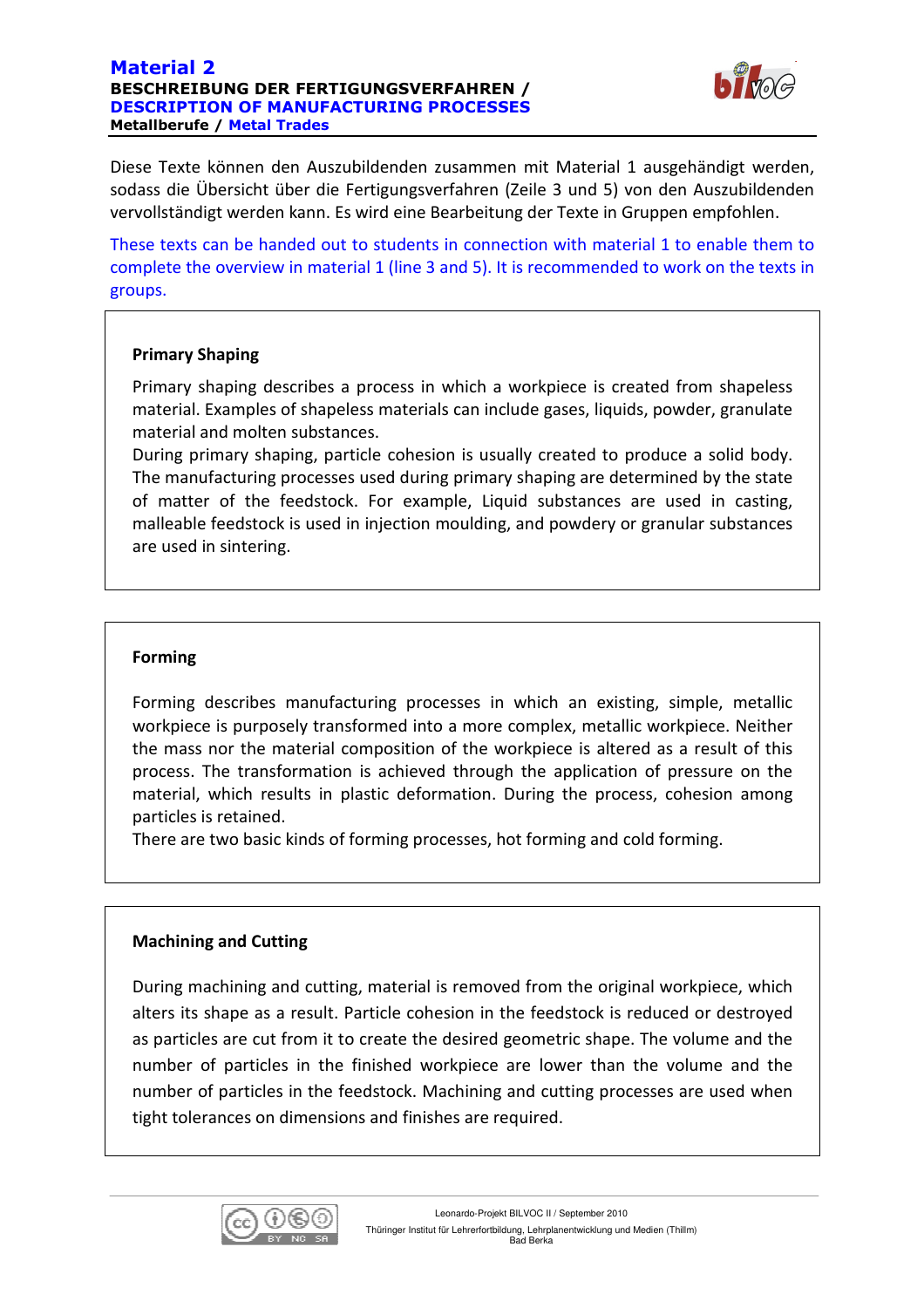# Material 2

**BESCHREIBUNG DER FERTIGUNGSVERFAHREN / DESCRIPTION OF MANUFACTURING PROCESSES**

**Metallberufe / Metal Trades**

Diese Texte können den Auszubildenden zusammen mit Material 1 ausgehändigt werden, sodass die Übersicht über die Fertigungsverfahren (Zeile 3 und 5) von den Auszubildenden vervollständigt werden kann. Es wird eine Bearbeitung der Texte in Gruppen empfohlen.

These texts can be handed out to students in connection with material 1 to enable them to complete the overview in material 1 (line 3 and 5). It is recommended to work on the texts in groups.

### Primary Shaping

Primary shaping describes a process in which a workpiece is created from shapeless material. Examples of shapeless materials can include gases, liquids, powder, granulate material and molten substances.

During primary shaping, particle cohesion is usually created to produce a solid body. The manufacturing processes used during primary shaping are determined by the state of matter of the feedstock. For example, Liquid substances are used in casting, malleable feedstock is used in injection moulding, and powdery or granular substances are used in sintering.

### Forming

Forming describes manufacturing processes in which an existing, simple, metallic workpiece is purposely transformed into a more complex, metallic workpiece. Neither the mass nor the material composition of the workpiece is altered as a result of this process. The transformation is achieved through the application of pressure on the material, which results in plastic deformation. During the process, cohesion among particles is retained.

There are two basic kinds of forming processes, hot forming and cold forming.

### Machining and Cutting

During machining and cutting, material is removed from the original workpiece, which alters its shape as a result. Particle cohesion in the feedstock is reduced or destroyed as particles are cut from it to create the desired geometric shape. The volume and the number of particles in the finished workpiece are lower than the volume and the number of particles in the feedstock. Machining and cutting processes are used when tight tolerances on dimensions and finishes are required.

Leonardo-Projekt BILVOC II / September 2010

Thüringer Institut für Lehrerfortbildung, Lehrplanentwicklung und Medien (Thillm) Bad Berka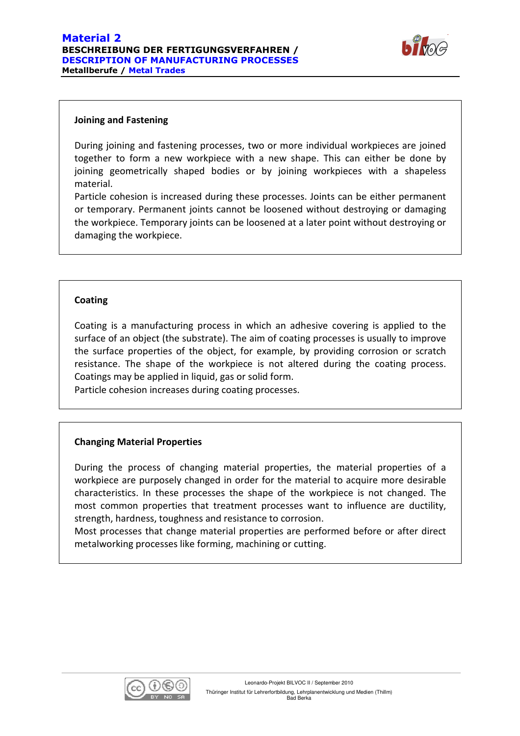## Joining and Fastening

During joining and fastening processes, two or more individual workpieces are joined together to form a new workpiece with a new shape. This can either be done by joining geometrically shaped bodies or by joining workpieces with a shapeless material.

Particle cohesion is increased during these processes. Joints can be either permanent or temporary. Permanent joints cannot be loosened without destroying or damaging the workpiece. Temporary joints can be loosened at a later point without destroying or damaging the workpiece.

## Coating

Coating is a manufacturing process in which an adhesive covering is applied to the surface of an object (the substrate). The aim of coating processes is usually to improve the surface properties of the object, for example, by providing corrosion or scratch resistance. The shape of the workpiece is not altered during the coating process. Coatings may be applied in liquid, gas or solid form.

Particle cohesion increases during coating processes.

## Changing Material Properties

During the process of changing material properties, the material properties of a workpiece are purposely changed in order for the material to acquire more desirable characteristics. In these processes the shape of the workpiece is not changed. The most common properties that treatment processes want to influence are ductility, strength, hardness, toughness and resistance to corrosion.

Most processes that change material properties are performed before or after direct metalworking processes like forming, machining or cutting.